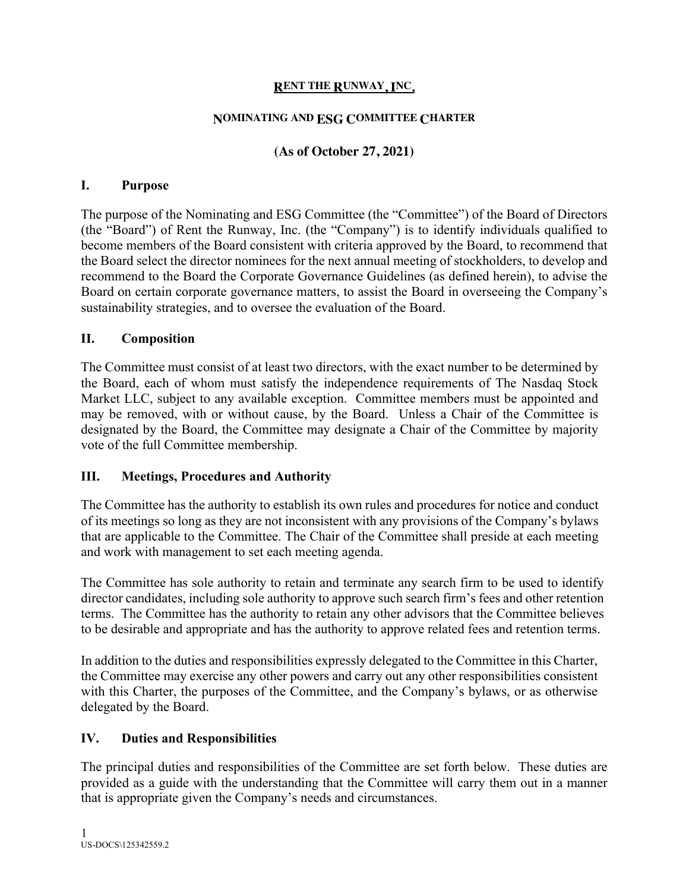# RENT THE RUNWAY, INC.

## NOMINATING AND ESG COMMITTEE CHARTER

**(As of October 27, 2021)**

## I. Purpose

The purpose of the Nominating and ESG Committee (the "Committee") of the Board of Directors (the "Board") of Rent the Runway, Inc. (the "Company") is to identify individuals qualified to become members of the Board consistent with criteria approved by the Board, to recommend that the Board select the director nominees for the next annual meeting of stockholders, to develop and recommend to the Board the Corporate Governance Guidelines (as defined herein), to advise the Board on certain corporate governance matters, to assist the Board in overseeing the Company's sustainability strategies, and to oversee the evaluation of the Board.

## II. Composition

The Committee must consist of at least two directors, with the exact number to be determined by the Board, each of whom must satisfy the independence requirements of The Nasdaq Stock Market LLC, subject to any available exception. Committee members must be appointed and may be removed, with or without cause, by the Board. Unless a Chair of the Committee is designated by the Board, the Committee may designate a Chair of the Committee by majority vote of the full Committee membership.

## III. Meetings, Procedures and Authority

The Committee has the authority to establish its own rules and procedures for notice and conduct of its meetings so long as they are not inconsistent with any provisions of the Company's bylaws that are applicable to the Committee. The Chair of the Committee shall preside at each meeting and work with management to set each meeting agenda.

The Committee has sole authority to retain and terminate any search firm to be used to identify director candidates, including sole authority to approve such search firm's fees and other retention terms. The Committee has the authority to retain any other advisors that the Committee believes to be desirable and appropriate and has the authority to approve related fees and retention terms.

In addition to the duties and responsibilities expressly delegated to the Committee in this Charter, the Committee may exercise any other powers and carry out any other responsibilities consistent with this Charter, the purposes of the Committee, and the Company's bylaws, or as otherwise delegated by the Board.

## IV. Duties and Responsibilities

The principal duties and responsibilities of the Committee are set forth below. These duties are provided as a guide with the understanding that the Committee will carry them out in a manner that is appropriate given the Company's needs and circumstances.

US-DOCS\125342559.2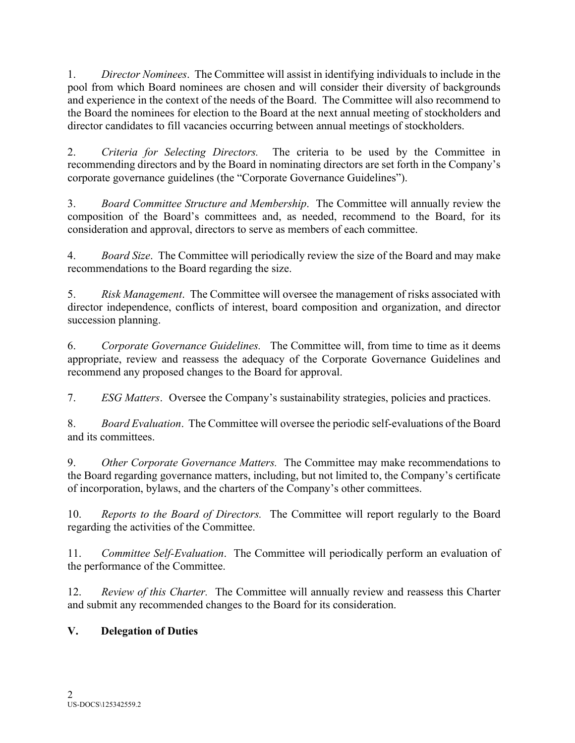1. *Director Nominees*. The Committee will assist in identifying individuals to include in the pool from which Board nominees are chosen and will consider their diversity of backgrounds and experience in the context of the needs of the Board. The Committee will also recommend to the Board the nominees for election to the Board at the next annual meeting of stockholders and director candidates to fill vacancies occurring between annual meetings of stockholders.

2. *Criteria for Selecting Directors.* The criteria to be used by the Committee in recommending directors and by the Board in nominating directors are set forth in the Company's corporate governance guidelines (the "Corporate Governance Guidelines").

3. *Board Committee Structure and Membership*. The Committee will annually review the composition of the Board's committees and, as needed, recommend to the Board, for its consideration and approval, directors to serve as members of each committee.

4. *Board Size*. The Committee will periodically review the size of the Board and may make recommendations to the Board regarding the size.

5. *Risk Management*. The Committee will oversee the management of risks associated with director independence, conflicts of interest, board composition and organization, and director succession planning.

6. *Corporate Governance Guidelines.* The Committee will, from time to time as it deems appropriate, review and reassess the adequacy of the Corporate Governance Guidelines and recommend any proposed changes to the Board for approval.

7. *ESG Matters*. Oversee the Company's sustainability strategies, policies and practices.

8. *Board Evaluation*. The Committee will oversee the periodic self-evaluations of the Board and its committees.

9. *Other Corporate Governance Matters.* The Committee may make recommendations to the Board regarding governance matters, including, but not limited to, the Company's certificate of incorporation, bylaws, and the charters of the Company's other committees.

10. *Reports to the Board of Directors.* The Committee will report regularly to the Board regarding the activities of the Committee.

11. *Committee Self-Evaluation*. The Committee will periodically perform an evaluation of the performance of the Committee.

12. *Review of this Charter.* The Committee will annually review and reassess this Charter and submit any recommended changes to the Board for its consideration.

## V. Delegation of Duties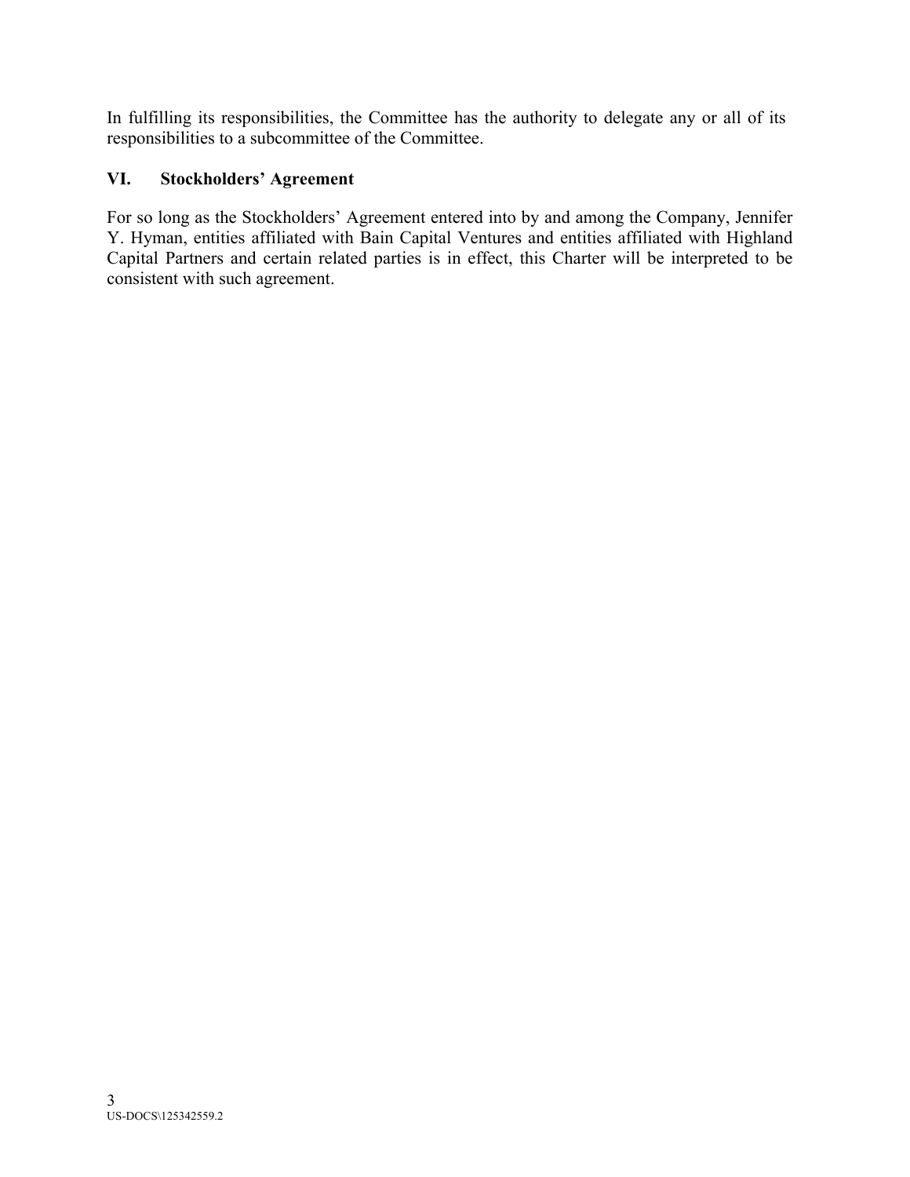In fulfilling its responsibilities, the Committee has the authority to delegate any or all of its responsibilities to a subcommittee of the Committee.

## VI. Stockholders' Agreement

For so long as the Stockholders' Agreement entered into by and among the Company, Jennifer Y. Hyman, entities affiliated with Bain Capital Ventures and entities affiliated with Highland Capital Partners and certain related parties is in effect, this Charter will be interpreted to be consistent with such agreement.